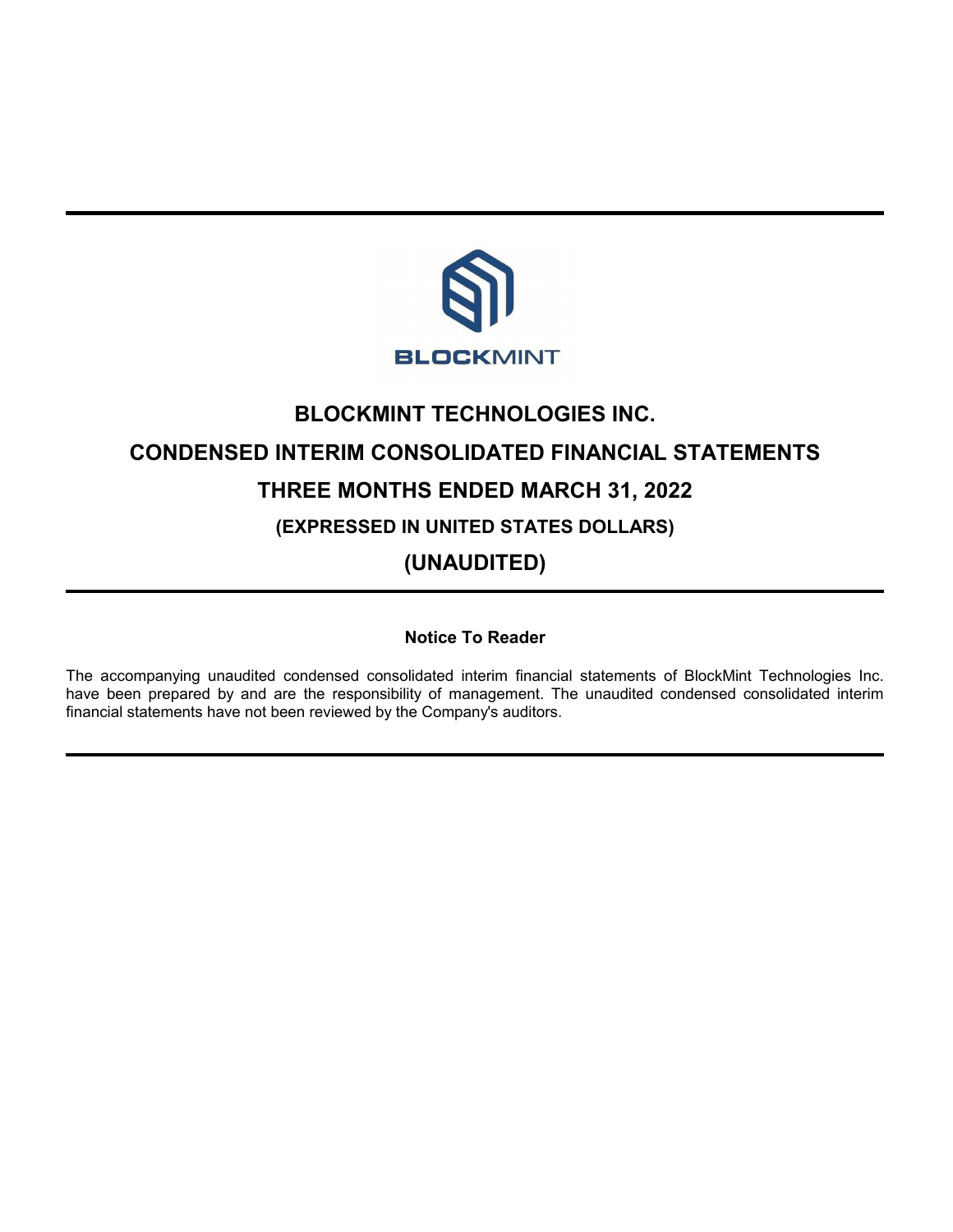BLOCKMINT

# BLOCKMINT TECHNOLOGIES INC.

# CONDENSED INTERIM CONSOLIDATED FINANCIAL STATEMENTS

# THREE MONTHS ENDED MARCH 31, 2022

## (EXPRESSED IN UNITED STATES DOLLARS)

# (UNAUDITED)

**Notice To Reader**

The accompanying unaudited condensed consolidated interim financial statements of BlockMint Technologies Inc. have been prepared by and are the responsibility of management. The unaudited condensed consolidated interim financial statements have not been reviewed by the Company's auditors.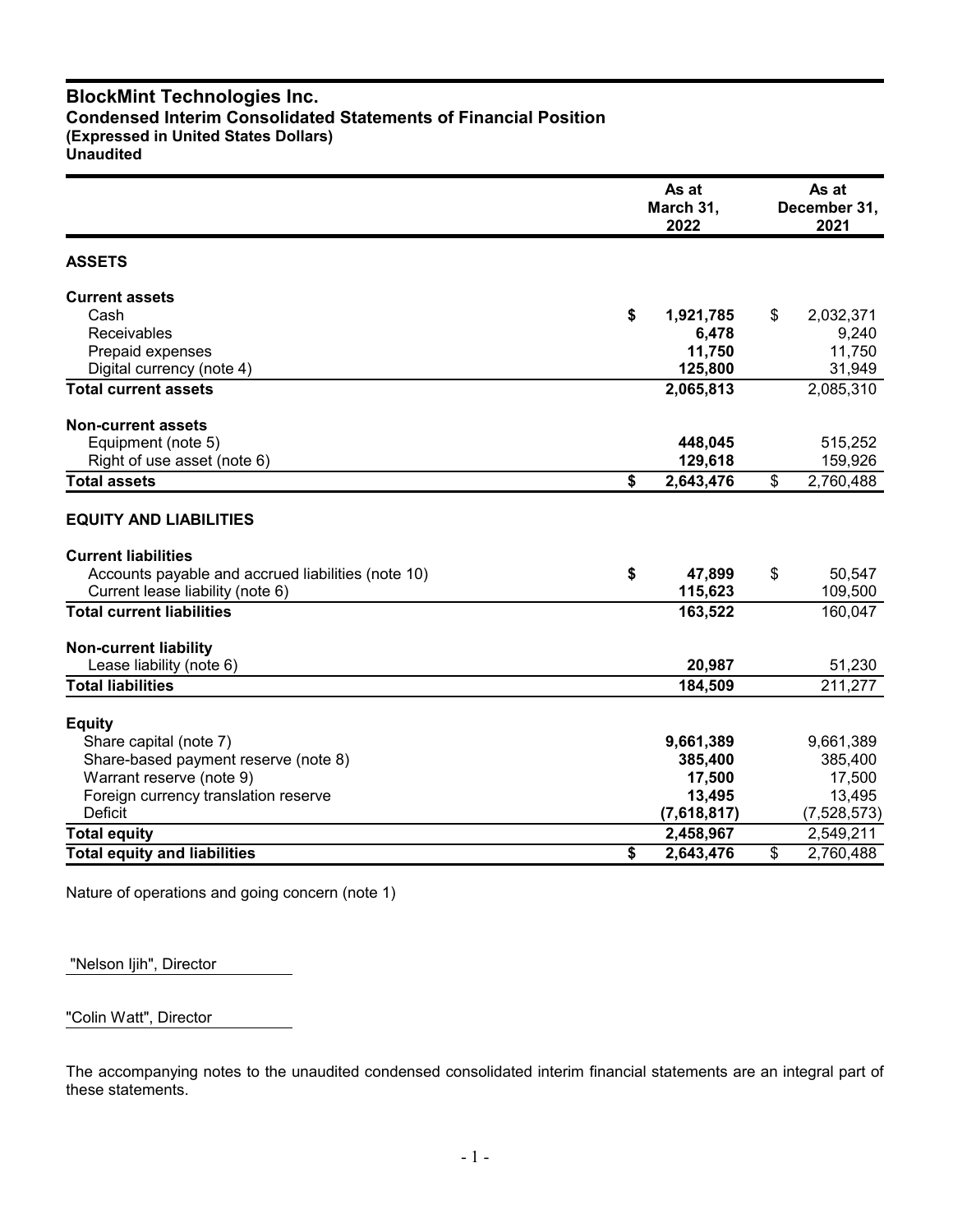# BlockMint Technologies Inc.

**Condensed Interim Consolidated Statements of Financial Position**
**(Expressed in United States Dollars)**
**Unaudited**

| | As at March 31, 2022 | As at December 31, 2021 |
|---|---|---|
| **ASSETS** | | |
| **Current assets** | | |
| Cash | **$ 1,921,785** | $ 2,032,371 |
| Receivables | **6,478** | 9,240 |
| Prepaid expenses | **11,750** | 11,750 |
| Digital currency (note 4) | **125,800** | 31,949 |
| **Total current assets** | **2,065,813** | 2,085,310 |
| **Non-current assets** | | |
| Equipment (note 5) | **448,045** | 515,252 |
| Right of use asset (note 6) | **129,618** | 159,926 |
| **Total assets** | **$ 2,643,476** | $ 2,760,488 |
| **EQUITY AND LIABILITIES** | | |
| **Current liabilities** | | |
| Accounts payable and accrued liabilities (note 10) | **$ 47,899** | $ 50,547 |
| Current lease liability (note 6) | **115,623** | 109,500 |
| **Total current liabilities** | **163,522** | 160,047 |
| **Non-current liability** | | |
| Lease liability (note 6) | **20,987** | 51,230 |
| **Total liabilities** | **184,509** | 211,277 |
| **Equity** | | |
| Share capital (note 7) | **9,661,389** | 9,661,389 |
| Share-based payment reserve (note 8) | **385,400** | 385,400 |
| Warrant reserve (note 9) | **17,500** | 17,500 |
| Foreign currency translation reserve | **13,495** | 13,495 |
| Deficit | **(7,618,817)** | (7,528,573) |
| **Total equity** | **2,458,967** | 2,549,211 |
| **Total equity and liabilities** | **$ 2,643,476** | $ 2,760,488 |

Nature of operations and going concern (note 1)

"Nelson Ijih", Director

"Colin Watt", Director

The accompanying notes to the unaudited condensed consolidated interim financial statements are an integral part of these statements.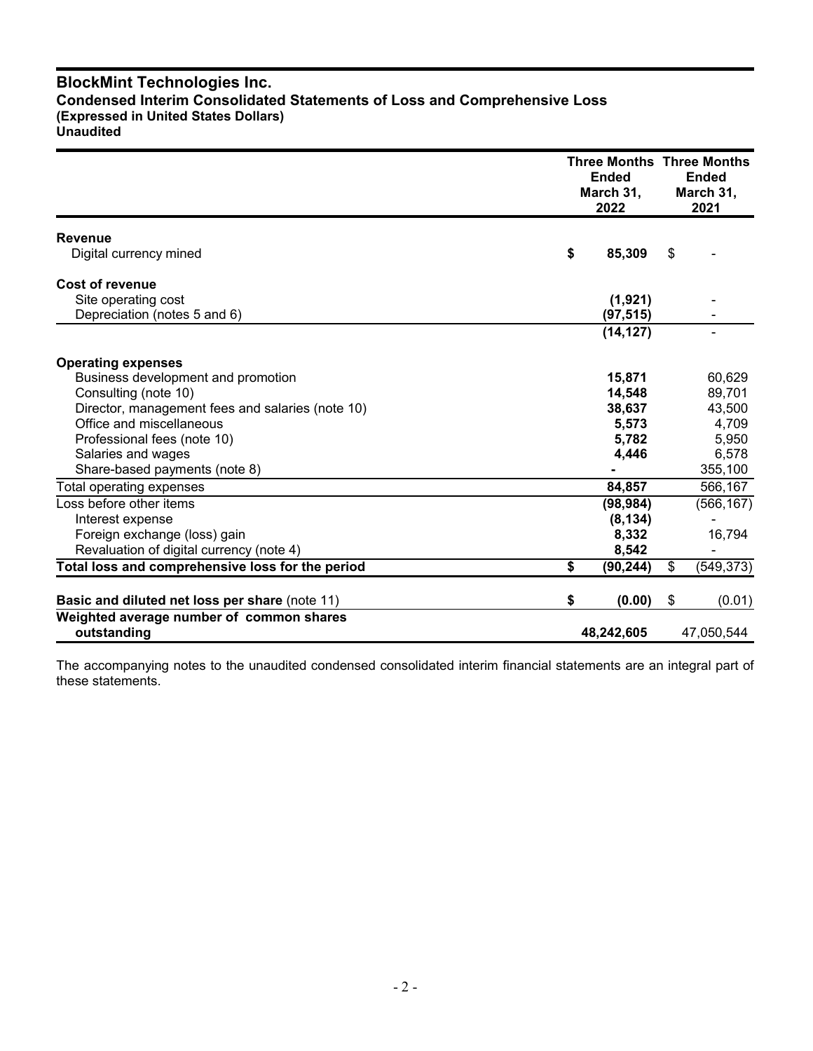# BlockMint Technologies Inc.

**Condensed Interim Consolidated Statements of Loss and Comprehensive Loss**
**(Expressed in United States Dollars)**
**Unaudited**

| | Three Months Ended March 31, 2022 | Three Months Ended March 31, 2021 |
|---|---|---|
| **Revenue** | | |
| Digital currency mined | **$ 85,309** | $ - |
| **Cost of revenue** | | |
| Site operating cost | **(1,921)** | - |
| Depreciation (notes 5 and 6) | **(97,515)** | - |
| | **(14,127)** | - |
| **Operating expenses** | | |
| Business development and promotion | **15,871** | 60,629 |
| Consulting (note 10) | **14,548** | 89,701 |
| Director, management fees and salaries (note 10) | **38,637** | 43,500 |
| Office and miscellaneous | **5,573** | 4,709 |
| Professional fees (note 10) | **5,782** | 5,950 |
| Salaries and wages | **4,446** | 6,578 |
| Share-based payments (note 8) | **-** | 355,100 |
| Total operating expenses | **84,857** | 566,167 |
| Loss before other items | **(98,984)** | (566,167) |
| Interest expense | **(8,134)** | - |
| Foreign exchange (loss) gain | **8,332** | 16,794 |
| Revaluation of digital currency (note 4) | **8,542** | - |
| **Total loss and comprehensive loss for the period** | **$ (90,244)** | $ (549,373) |
| **Basic and diluted net loss per share** (note 11) | **$ (0.00)** | $ (0.01) |
| **Weighted average number of common shares outstanding** | **48,242,605** | 47,050,544 |

The accompanying notes to the unaudited condensed consolidated interim financial statements are an integral part of these statements.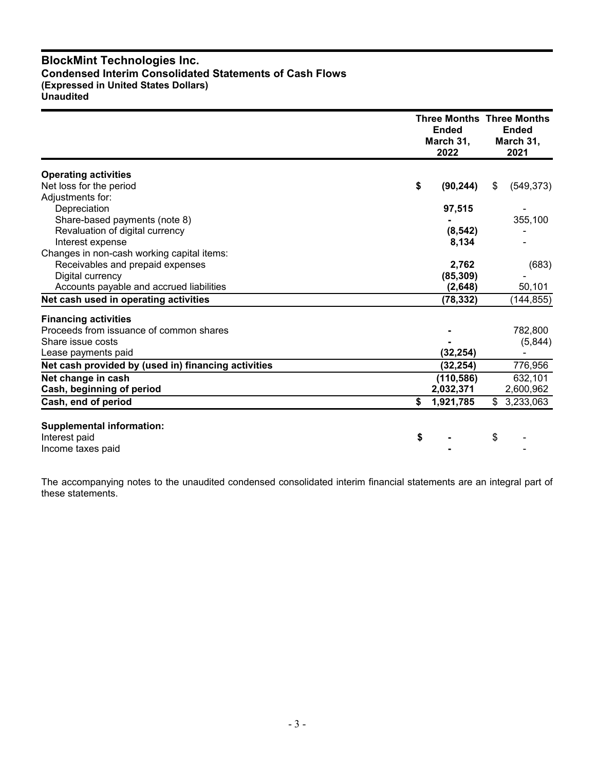# BlockMint Technologies Inc.
## Condensed Interim Consolidated Statements of Cash Flows
**(Expressed in United States Dollars)**
**Unaudited**

| | Three Months Ended March 31, 2022 | Three Months Ended March 31, 2021 |
|---|---|---|
| **Operating activities** | | |
| Net loss for the period | **$ (90,244)** | $ (549,373) |
| Adjustments for: | | |
| Depreciation | **97,515** | - |
| Share-based payments (note 8) | **-** | 355,100 |
| Revaluation of digital currency | **(8,542)** | - |
| Interest expense | **8,134** | - |
| Changes in non-cash working capital items: | | |
| Receivables and prepaid expenses | **2,762** | (683) |
| Digital currency | **(85,309)** | - |
| Accounts payable and accrued liabilities | **(2,648)** | 50,101 |
| **Net cash used in operating activities** | **(78,332)** | (144,855) |
| **Financing activities** | | |
| Proceeds from issuance of common shares | **-** | 782,800 |
| Share issue costs | **-** | (5,844) |
| Lease payments paid | **(32,254)** | - |
| **Net cash provided by (used in) financing activities** | **(32,254)** | 776,956 |
| **Net change in cash** | **(110,586)** | 632,101 |
| **Cash, beginning of period** | **2,032,371** | 2,600,962 |
| **Cash, end of period** | **$ 1,921,785** | $ 3,233,063 |
| **Supplemental information:** | | |
| Interest paid | **$ -** | $ - |
| Income taxes paid | **-** | - |

The accompanying notes to the unaudited condensed consolidated interim financial statements are an integral part of these statements.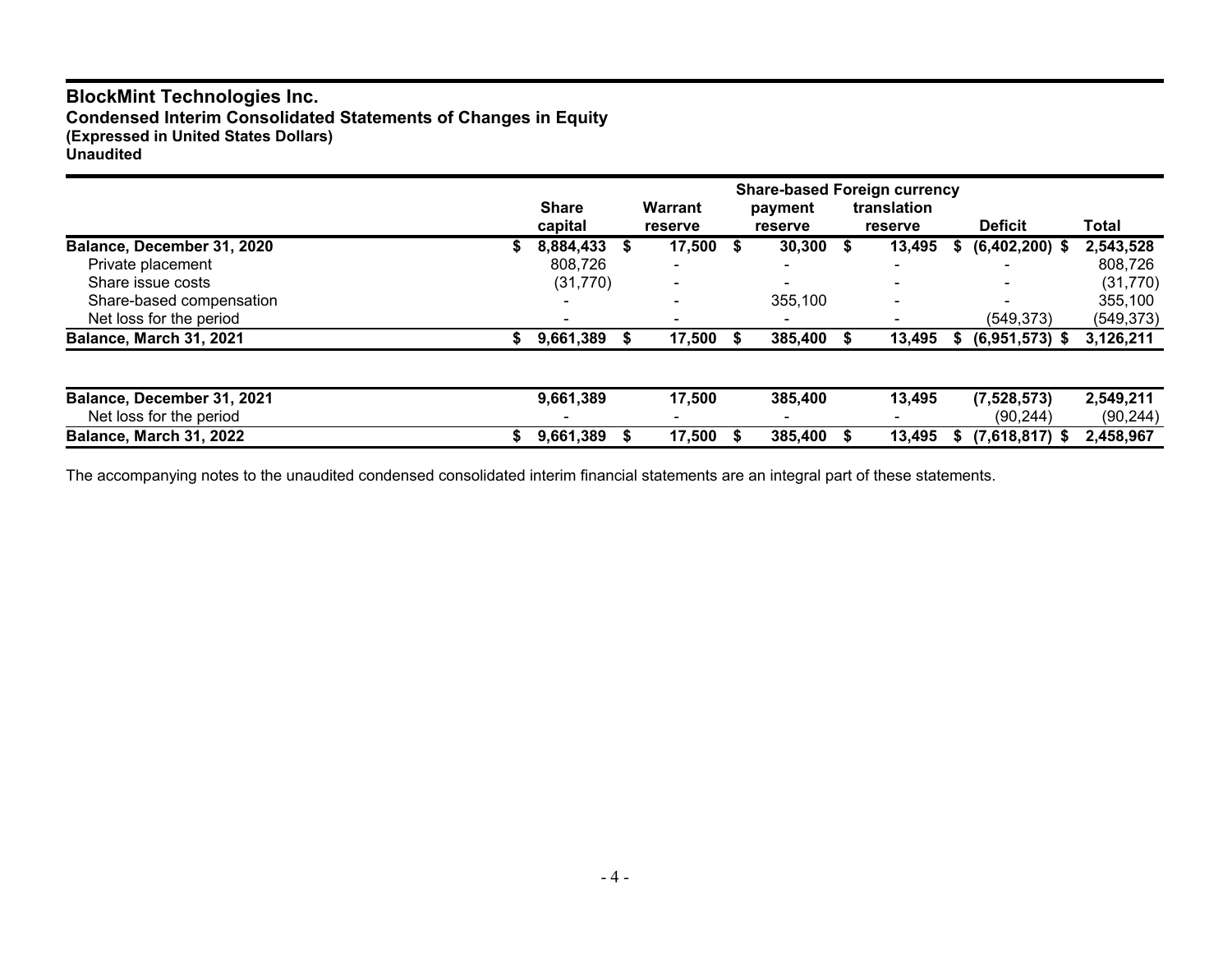# BlockMint Technologies Inc.
## Condensed Interim Consolidated Statements of Changes in Equity
**(Expressed in United States Dollars)**
**Unaudited**

| | Share capital | Warrant reserve | Share-based payment reserve | Foreign currency translation reserve | Deficit | Total |
|---|---|---|---|---|---|---|
| **Balance, December 31, 2020** | **$ 8,884,433** | **$ 17,500** | **$ 30,300** | **$ 13,495** | **$ (6,402,200)** | **$ 2,543,528** |
| Private placement | 808,726 | - | - | - | - | 808,726 |
| Share issue costs | (31,770) | - | - | - | - | (31,770) |
| Share-based compensation | - | - | 355,100 | - | - | 355,100 |
| Net loss for the period | - | - | - | - | (549,373) | (549,373) |
| **Balance, March 31, 2021** | **$ 9,661,389** | **$ 17,500** | **$ 385,400** | **$ 13,495** | **$ (6,951,573)** | **$ 3,126,211** |
| | | | | | | |
| **Balance, December 31, 2021** | **9,661,389** | **17,500** | **385,400** | **13,495** | **(7,528,573)** | **2,549,211** |
| Net loss for the period | - | - | - | - | (90,244) | (90,244) |
| **Balance, March 31, 2022** | **$ 9,661,389** | **$ 17,500** | **$ 385,400** | **$ 13,495** | **$ (7,618,817)** | **$ 2,458,967** |

The accompanying notes to the unaudited condensed consolidated interim financial statements are an integral part of these statements.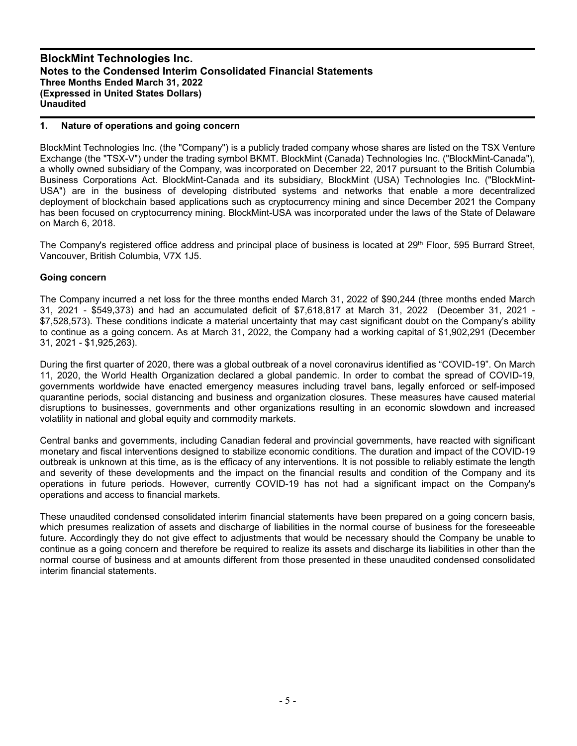## 1. Nature of operations and going concern

BlockMint Technologies Inc. (the "Company") is a publicly traded company whose shares are listed on the TSX Venture Exchange (the "TSX-V") under the trading symbol BKMT. BlockMint (Canada) Technologies Inc. ("BlockMint-Canada"), a wholly owned subsidiary of the Company, was incorporated on December 22, 2017 pursuant to the British Columbia Business Corporations Act. BlockMint-Canada and its subsidiary, BlockMint (USA) Technologies Inc. ("BlockMint-USA") are in the business of developing distributed systems and networks that enable a more decentralized deployment of blockchain based applications such as cryptocurrency mining and since December 2021 the Company has been focused on cryptocurrency mining. BlockMint-USA was incorporated under the laws of the State of Delaware on March 6, 2018.

The Company's registered office address and principal place of business is located at 29th Floor, 595 Burrard Street, Vancouver, British Columbia, V7X 1J5.

### Going concern

The Company incurred a net loss for the three months ended March 31, 2022 of $90,244 (three months ended March 31, 2021 - $549,373) and had an accumulated deficit of $7,618,817 at March 31, 2022 (December 31, 2021 - $7,528,573). These conditions indicate a material uncertainty that may cast significant doubt on the Company's ability to continue as a going concern. As at March 31, 2022, the Company had a working capital of $1,902,291 (December 31, 2021 - $1,925,263).

During the first quarter of 2020, there was a global outbreak of a novel coronavirus identified as "COVID-19". On March 11, 2020, the World Health Organization declared a global pandemic. In order to combat the spread of COVID-19, governments worldwide have enacted emergency measures including travel bans, legally enforced or self-imposed quarantine periods, social distancing and business and organization closures. These measures have caused material disruptions to businesses, governments and other organizations resulting in an economic slowdown and increased volatility in national and global equity and commodity markets.

Central banks and governments, including Canadian federal and provincial governments, have reacted with significant monetary and fiscal interventions designed to stabilize economic conditions. The duration and impact of the COVID-19 outbreak is unknown at this time, as is the efficacy of any interventions. It is not possible to reliably estimate the length and severity of these developments and the impact on the financial results and condition of the Company and its operations in future periods. However, currently COVID-19 has not had a significant impact on the Company's operations and access to financial markets.

These unaudited condensed consolidated interim financial statements have been prepared on a going concern basis, which presumes realization of assets and discharge of liabilities in the normal course of business for the foreseeable future. Accordingly they do not give effect to adjustments that would be necessary should the Company be unable to continue as a going concern and therefore be required to realize its assets and discharge its liabilities in other than the normal course of business and at amounts different from those presented in these unaudited condensed consolidated interim financial statements.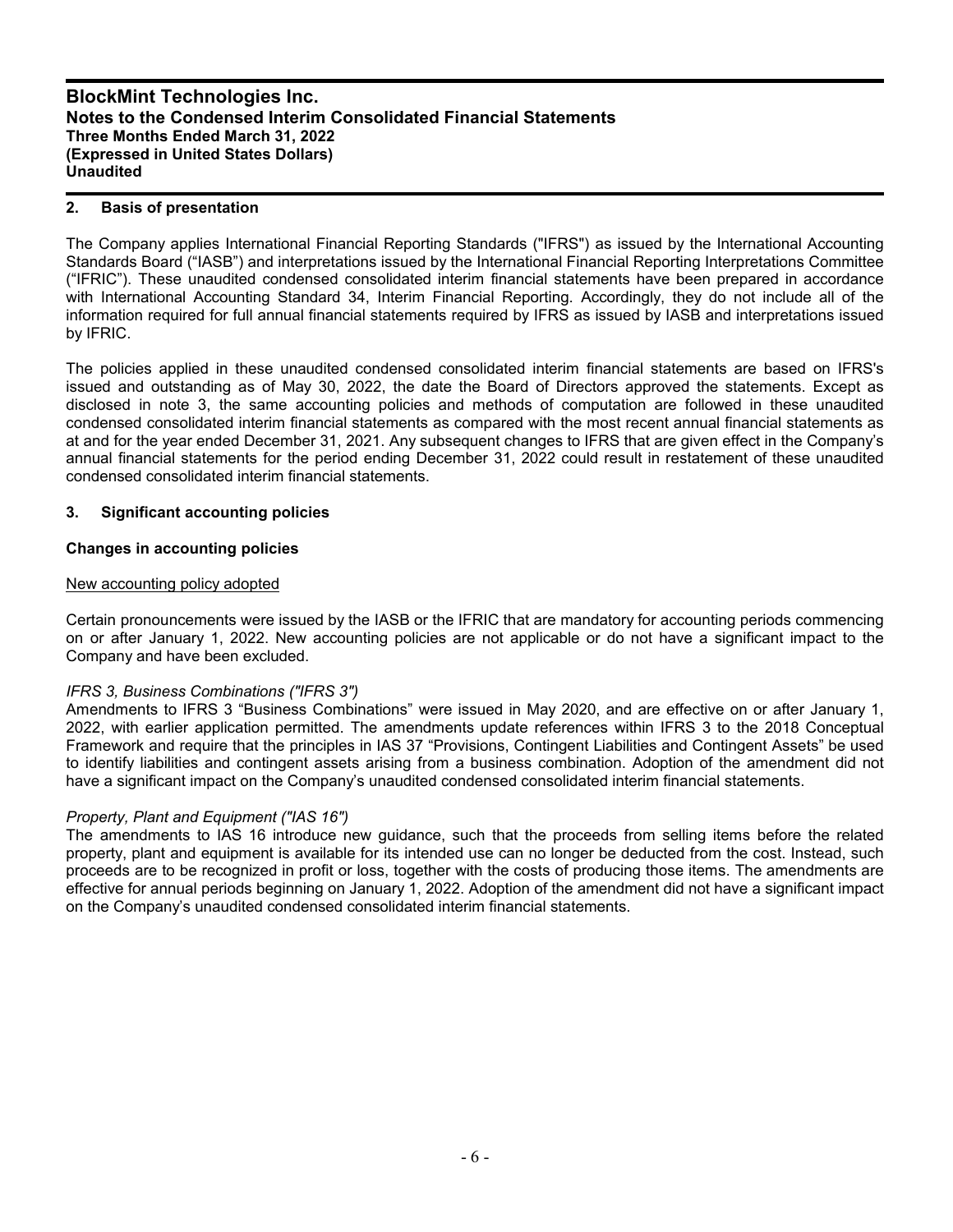## 2. Basis of presentation

The Company applies International Financial Reporting Standards ("IFRS") as issued by the International Accounting Standards Board ("IASB") and interpretations issued by the International Financial Reporting Interpretations Committee ("IFRIC"). These unaudited condensed consolidated interim financial statements have been prepared in accordance with International Accounting Standard 34, Interim Financial Reporting. Accordingly, they do not include all of the information required for full annual financial statements required by IFRS as issued by IASB and interpretations issued by IFRIC.

The policies applied in these unaudited condensed consolidated interim financial statements are based on IFRS's issued and outstanding as of May 30, 2022, the date the Board of Directors approved the statements. Except as disclosed in note 3, the same accounting policies and methods of computation are followed in these unaudited condensed consolidated interim financial statements as compared with the most recent annual financial statements as at and for the year ended December 31, 2021. Any subsequent changes to IFRS that are given effect in the Company's annual financial statements for the period ending December 31, 2022 could result in restatement of these unaudited condensed consolidated interim financial statements.

## 3. Significant accounting policies

### Changes in accounting policies

<u>New accounting policy adopted</u>

Certain pronouncements were issued by the IASB or the IFRIC that are mandatory for accounting periods commencing on or after January 1, 2022. New accounting policies are not applicable or do not have a significant impact to the Company and have been excluded.

*IFRS 3, Business Combinations ("IFRS 3")*
Amendments to IFRS 3 "Business Combinations" were issued in May 2020, and are effective on or after January 1, 2022, with earlier application permitted. The amendments update references within IFRS 3 to the 2018 Conceptual Framework and require that the principles in IAS 37 "Provisions, Contingent Liabilities and Contingent Assets" be used to identify liabilities and contingent assets arising from a business combination. Adoption of the amendment did not have a significant impact on the Company's unaudited condensed consolidated interim financial statements.

*Property, Plant and Equipment ("IAS 16")*
The amendments to IAS 16 introduce new guidance, such that the proceeds from selling items before the related property, plant and equipment is available for its intended use can no longer be deducted from the cost. Instead, such proceeds are to be recognized in profit or loss, together with the costs of producing those items. The amendments are effective for annual periods beginning on January 1, 2022. Adoption of the amendment did not have a significant impact on the Company's unaudited condensed consolidated interim financial statements.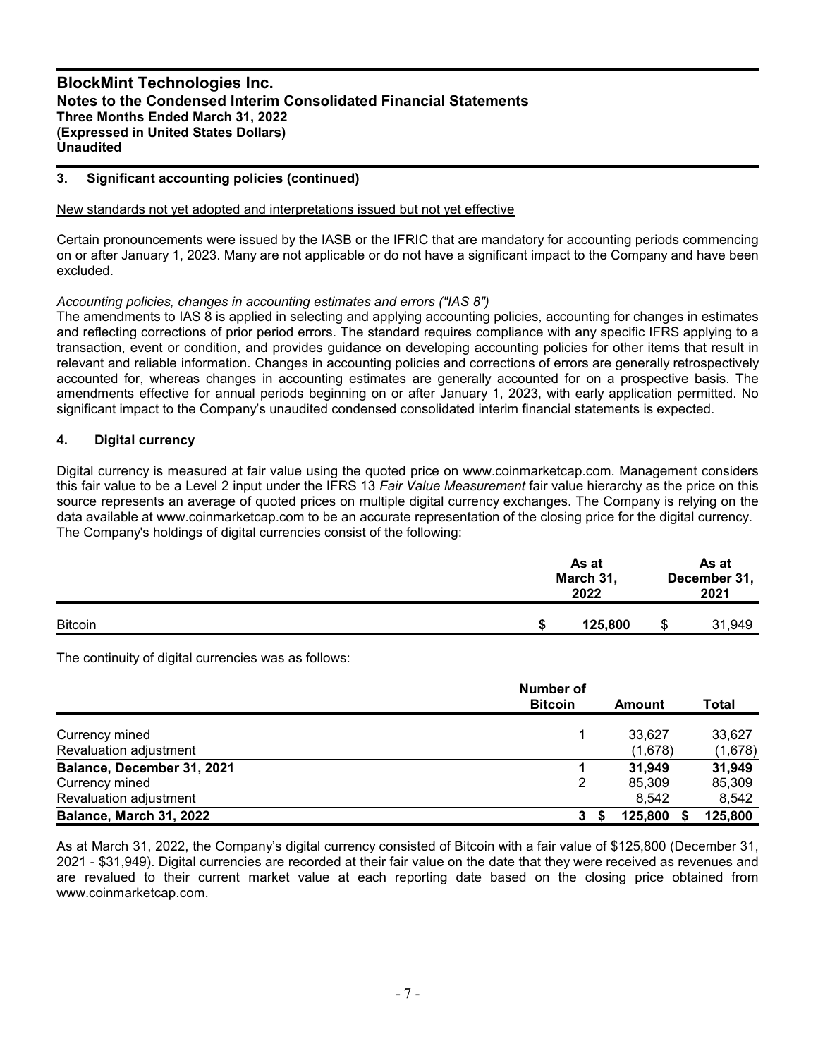## 3. Significant accounting policies (continued)

New standards not yet adopted and interpretations issued but not yet effective

Certain pronouncements were issued by the IASB or the IFRIC that are mandatory for accounting periods commencing on or after January 1, 2023. Many are not applicable or do not have a significant impact to the Company and have been excluded.

*Accounting policies, changes in accounting estimates and errors ("IAS 8")*
The amendments to IAS 8 is applied in selecting and applying accounting policies, accounting for changes in estimates and reflecting corrections of prior period errors. The standard requires compliance with any specific IFRS applying to a transaction, event or condition, and provides guidance on developing accounting policies for other items that result in relevant and reliable information. Changes in accounting policies and corrections of errors are generally retrospectively accounted for, whereas changes in accounting estimates are generally accounted for on a prospective basis. The amendments effective for annual periods beginning on or after January 1, 2023, with early application permitted. No significant impact to the Company's unaudited condensed consolidated interim financial statements is expected.

## 4. Digital currency

Digital currency is measured at fair value using the quoted price on www.coinmarketcap.com. Management considers this fair value to be a Level 2 input under the IFRS 13 *Fair Value Measurement* fair value hierarchy as the price on this source represents an average of quoted prices on multiple digital currency exchanges. The Company is relying on the data available at www.coinmarketcap.com to be an accurate representation of the closing price for the digital currency. The Company's holdings of digital currencies consist of the following:

| | As at March 31, 2022 | As at December 31, 2021 |
|---|---|---|
| Bitcoin | **$ 125,800** | $ 31,949 |

The continuity of digital currencies was as follows:

| | Number of Bitcoin | Amount | Total |
|---|---|---|---|
| Currency mined | 1 | 33,627 | 33,627 |
| Revaluation adjustment | | (1,678) | (1,678) |
| **Balance, December 31, 2021** | **1** | **31,949** | **31,949** |
| Currency mined | 2 | 85,309 | 85,309 |
| Revaluation adjustment | | 8,542 | 8,542 |
| **Balance, March 31, 2022** | **3** | **$ 125,800** | **$ 125,800** |

As at March 31, 2022, the Company's digital currency consisted of Bitcoin with a fair value of $125,800 (December 31, 2021 - $31,949). Digital currencies are recorded at their fair value on the date that they were received as revenues and are revalued to their current market value at each reporting date based on the closing price obtained from www.coinmarketcap.com.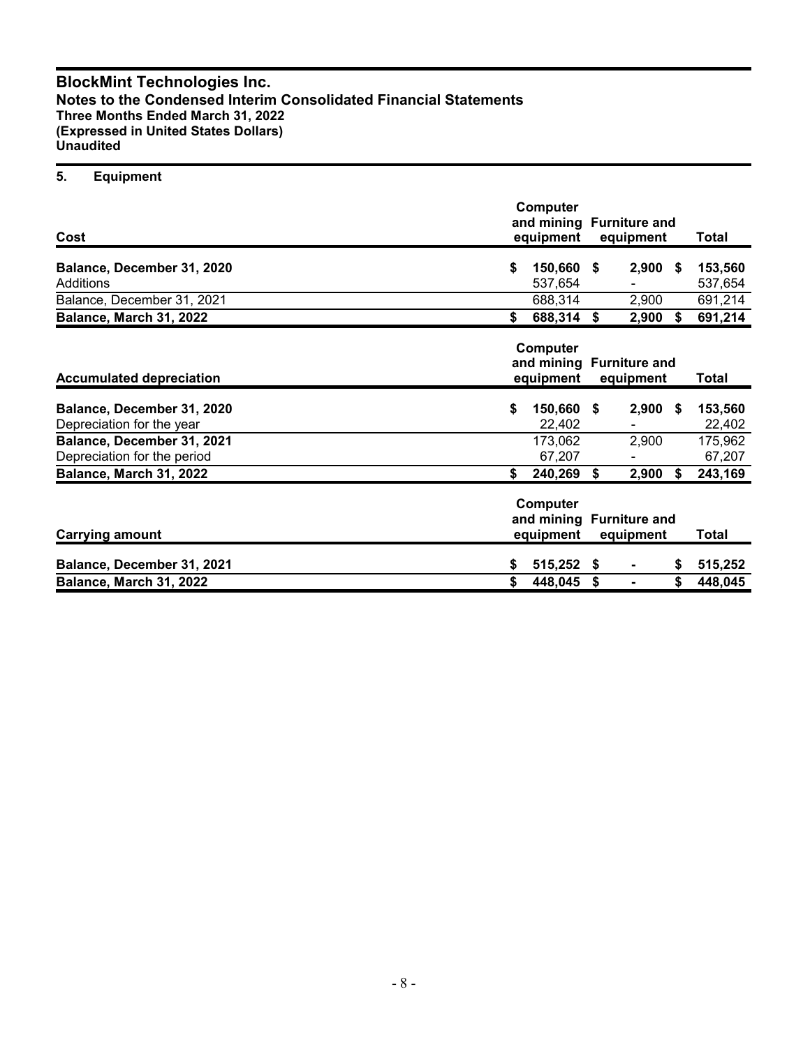## 5. Equipment

| Cost | Computer and mining equipment | Furniture and equipment | Total |
|---|---|---|---|
| **Balance, December 31, 2020** | **$ 150,660** | **$ 2,900** | **$ 153,560** |
| Additions | 537,654 | - | 537,654 |
| Balance, December 31, 2021 | 688,314 | 2,900 | 691,214 |
| **Balance, March 31, 2022** | **$ 688,314** | **$ 2,900** | **$ 691,214** |

| Accumulated depreciation | Computer and mining equipment | Furniture and equipment | Total |
|---|---|---|---|
| **Balance, December 31, 2020** | **$ 150,660** | **$ 2,900** | **$ 153,560** |
| Depreciation for the year | 22,402 | - | 22,402 |
| **Balance, December 31, 2021** | 173,062 | 2,900 | 175,962 |
| Depreciation for the period | 67,207 | - | 67,207 |
| **Balance, March 31, 2022** | **$ 240,269** | **$ 2,900** | **$ 243,169** |

| Carrying amount | Computer and mining equipment | Furniture and equipment | Total |
|---|---|---|---|
| **Balance, December 31, 2021** | **$ 515,252** | **$ -** | **$ 515,252** |
| **Balance, March 31, 2022** | **$ 448,045** | **$ -** | **$ 448,045** |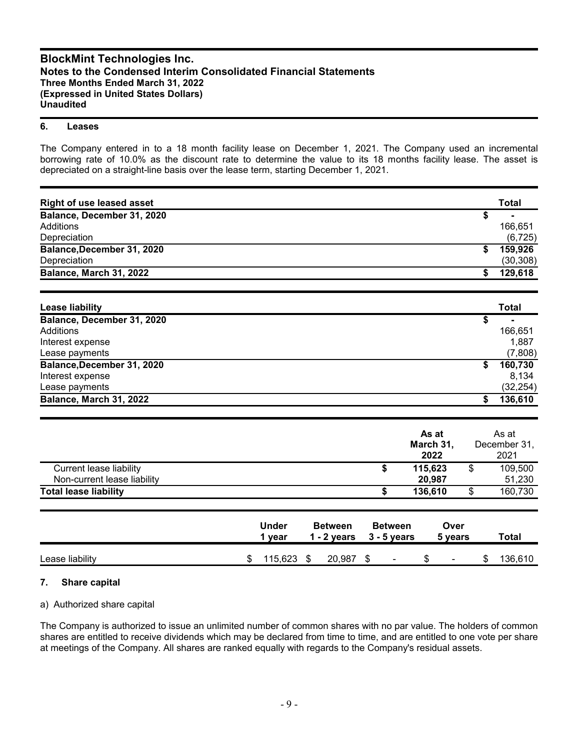## 6. Leases

The Company entered in to a 18 month facility lease on December 1, 2021. The Company used an incremental borrowing rate of 10.0% as the discount rate to determine the value to its 18 months facility lease. The asset is depreciated on a straight-line basis over the lease term, starting December 1, 2021.

| Right of use leased asset | Total |
|---|---|
| **Balance, December 31, 2020** | $ - |
| Additions | 166,651 |
| Depreciation | (6,725) |
| **Balance,December 31, 2020** | **$ 159,926** |
| Depreciation | (30,308) |
| **Balance, March 31, 2022** | **$ 129,618** |

| Lease liability | Total |
|---|---|
| **Balance, December 31, 2020** | $ - |
| Additions | 166,651 |
| Interest expense | 1,887 |
| Lease payments | (7,808) |
| **Balance,December 31, 2020** | **$ 160,730** |
| Interest expense | 8,134 |
| Lease payments | (32,254) |
| **Balance, March 31, 2022** | **$ 136,610** |

| | As at March 31, 2022 | As at December 31, 2021 |
|---|---|---|
| Current lease liability | $ 115,623 | $ 109,500 |
| Non-current lease liability | 20,987 | 51,230 |
| **Total lease liability** | **$ 136,610** | $ 160,730 |

| | Under 1 year | Between 1 - 2 years | Between 3 - 5 years | Over 5 years | Total |
|---|---|---|---|---|---|
| Lease liability | $ 115,623 | $ 20,987 | $ - | $ - | $ 136,610 |

## 7. Share capital

a) Authorized share capital

The Company is authorized to issue an unlimited number of common shares with no par value. The holders of common shares are entitled to receive dividends which may be declared from time to time, and are entitled to one vote per share at meetings of the Company. All shares are ranked equally with regards to the Company's residual assets.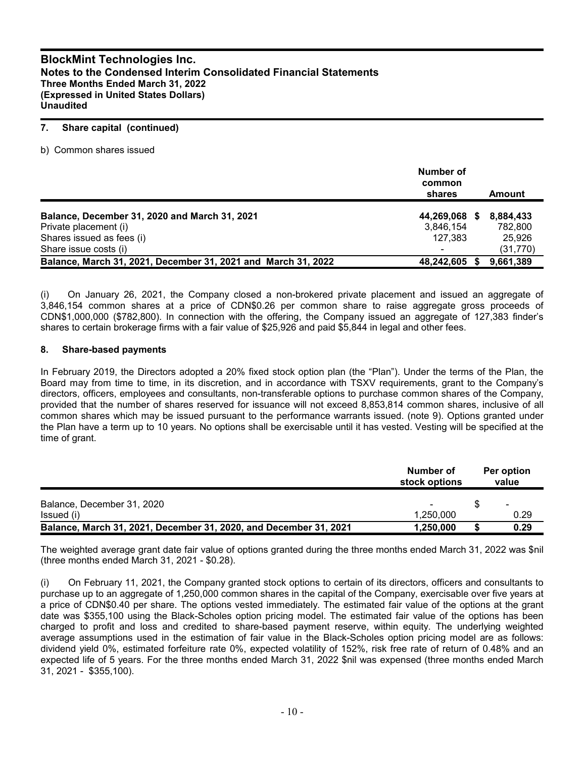## 7. Share capital (continued)

b) Common shares issued

| | Number of common shares | Amount |
|---|---|---|
| **Balance, December 31, 2020 and March 31, 2021** | **44,269,068** | **$ 8,884,433** |
| Private placement (i) | 3,846,154 | 782,800 |
| Shares issued as fees (i) | 127,383 | 25,926 |
| Share issue costs (i) | - | (31,770) |
| **Balance, March 31, 2021, December 31, 2021 and March 31, 2022** | **48,242,605** | **$ 9,661,389** |

(i) On January 26, 2021, the Company closed a non-brokered private placement and issued an aggregate of 3,846,154 common shares at a price of CDN$0.26 per common share to raise aggregate gross proceeds of CDN$1,000,000 ($782,800). In connection with the offering, the Company issued an aggregate of 127,383 finder's shares to certain brokerage firms with a fair value of $25,926 and paid $5,844 in legal and other fees.

## 8. Share-based payments

In February 2019, the Directors adopted a 20% fixed stock option plan (the "Plan"). Under the terms of the Plan, the Board may from time to time, in its discretion, and in accordance with TSXV requirements, grant to the Company's directors, officers, employees and consultants, non-transferable options to purchase common shares of the Company, provided that the number of shares reserved for issuance will not exceed 8,853,814 common shares, inclusive of all common shares which may be issued pursuant to the performance warrants issued. (note 9). Options granted under the Plan have a term up to 10 years. No options shall be exercisable until it has vested. Vesting will be specified at the time of grant.

| | Number of stock options | Per option value |
|---|---|---|
| Balance, December 31, 2020 | - | $ - |
| Issued (i) | 1,250,000 | 0.29 |
| **Balance, March 31, 2021, December 31, 2020, and December 31, 2021** | **1,250,000** | **$ 0.29** |

The weighted average grant date fair value of options granted during the three months ended March 31, 2022 was $nil (three months ended March 31, 2021 - $0.28).

(i) On February 11, 2021, the Company granted stock options to certain of its directors, officers and consultants to purchase up to an aggregate of 1,250,000 common shares in the capital of the Company, exercisable over five years at a price of CDN$0.40 per share. The options vested immediately. The estimated fair value of the options at the grant date was $355,100 using the Black-Scholes option pricing model. The estimated fair value of the options has been charged to profit and loss and credited to share-based payment reserve, within equity. The underlying weighted average assumptions used in the estimation of fair value in the Black-Scholes option pricing model are as follows: dividend yield 0%, estimated forfeiture rate 0%, expected volatility of 152%, risk free rate of return of 0.48% and an expected life of 5 years. For the three months ended March 31, 2022 $nil was expensed (three months ended March 31, 2021 - $355,100).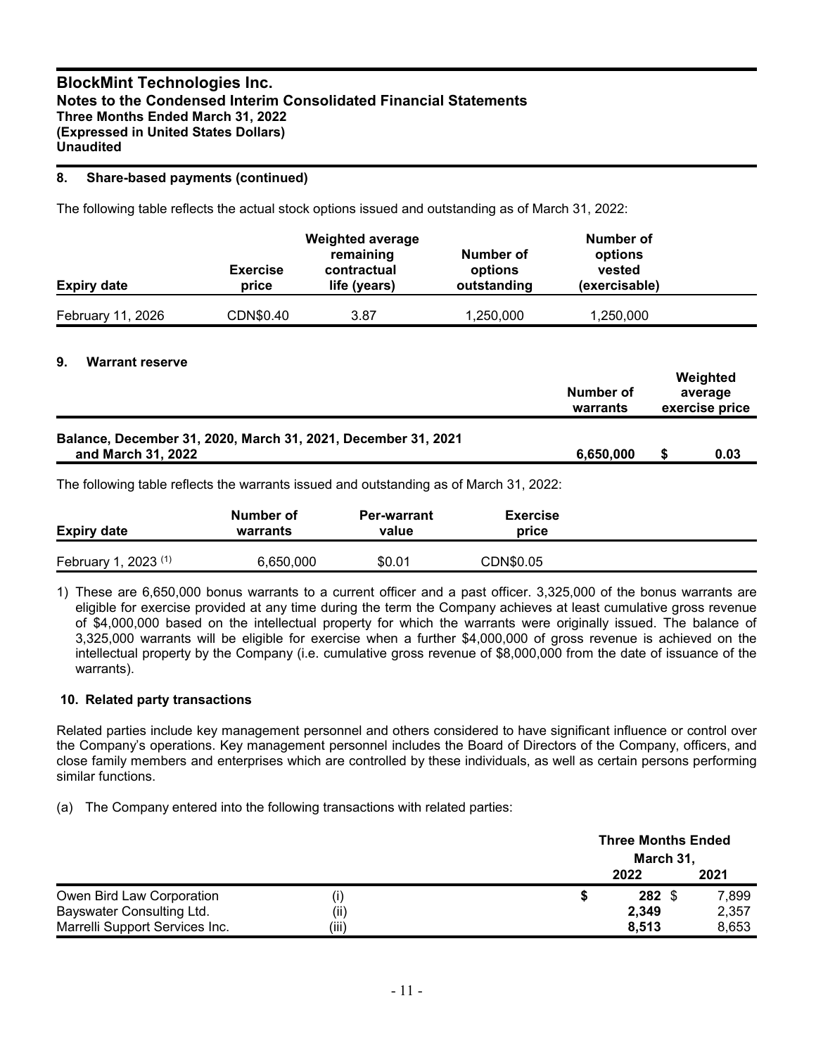## 8. Share-based payments (continued)

The following table reflects the actual stock options issued and outstanding as of March 31, 2022:

| Expiry date | Exercise price | Weighted average remaining contractual life (years) | Number of options outstanding | Number of options vested (exercisable) |
|---|---|---|---|---|
| February 11, 2026 | CDN$0.40 | 3.87 | 1,250,000 | 1,250,000 |

## 9. Warrant reserve

| | Number of warrants | Weighted average exercise price |
|---|---|---|
| **Balance, December 31, 2020, March 31, 2021, December 31, 2021 and March 31, 2022** | **6,650,000** | **$ 0.03** |

The following table reflects the warrants issued and outstanding as of March 31, 2022:

| Expiry date | Number of warrants | Per-warrant value | Exercise price |
|---|---|---|---|
| February 1, 2023 (1) | 6,650,000 | $0.01 | CDN$0.05 |

1) These are 6,650,000 bonus warrants to a current officer and a past officer. 3,325,000 of the bonus warrants are eligible for exercise provided at any time during the term the Company achieves at least cumulative gross revenue of $4,000,000 based on the intellectual property for which the warrants were originally issued. The balance of 3,325,000 warrants will be eligible for exercise when a further $4,000,000 of gross revenue is achieved on the intellectual property by the Company (i.e. cumulative gross revenue of $8,000,000 from the date of issuance of the warrants).

## 10. Related party transactions

Related parties include key management personnel and others considered to have significant influence or control over the Company's operations. Key management personnel includes the Board of Directors of the Company, officers, and close family members and enterprises which are controlled by these individuals, as well as certain persons performing similar functions.

(a) The Company entered into the following transactions with related parties:

| | | Three Months Ended March 31, 2022 | Three Months Ended March 31, 2021 |
|---|---|---|---|
| Owen Bird Law Corporation | (i) | **$ 282** | $ 7,899 |
| Bayswater Consulting Ltd. | (ii) | **2,349** | 2,357 |
| Marrelli Support Services Inc. | (iii) | **8,513** | 8,653 |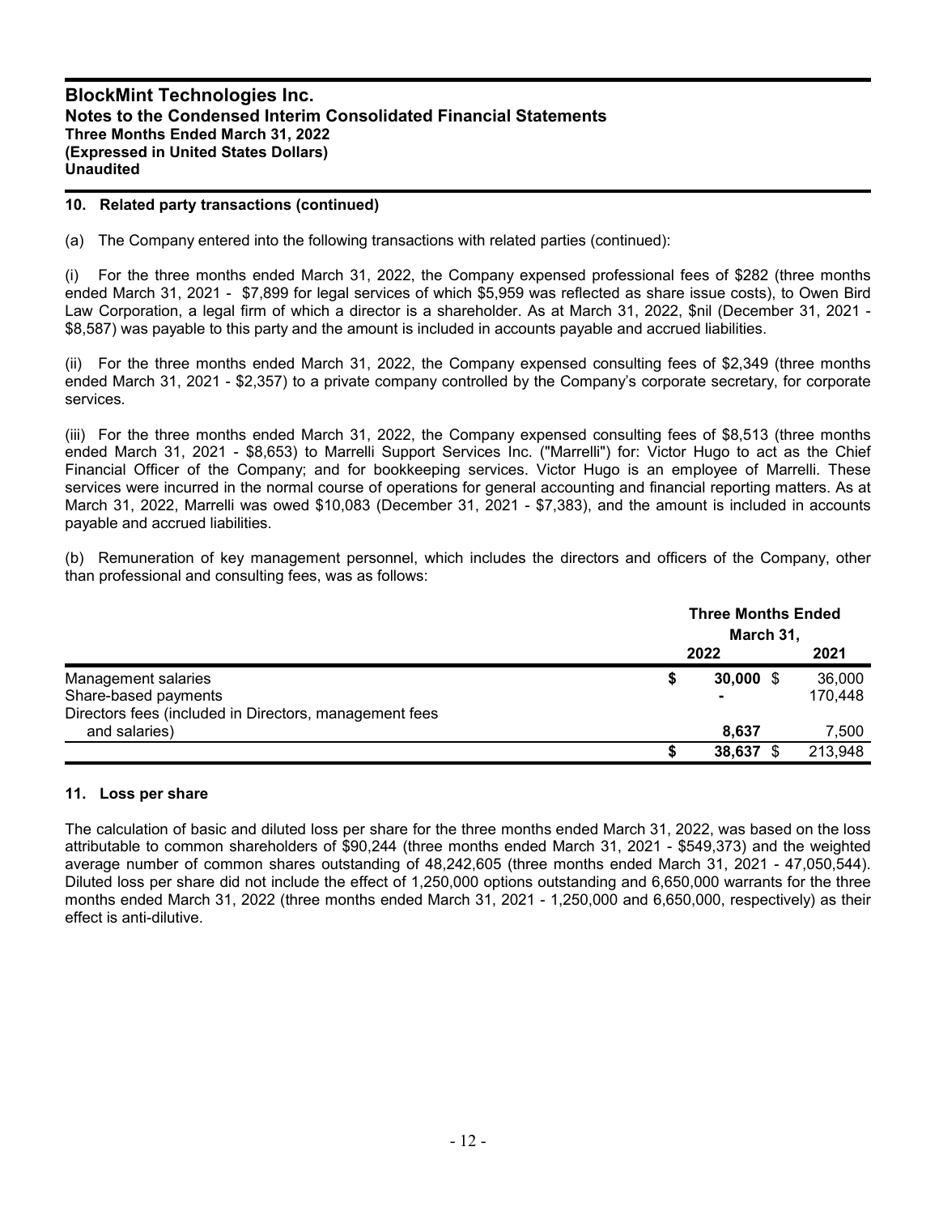## 10. Related party transactions (continued)

(a) The Company entered into the following transactions with related parties (continued):

(i) For the three months ended March 31, 2022, the Company expensed professional fees of $282 (three months ended March 31, 2021 - $7,899 for legal services of which $5,959 was reflected as share issue costs), to Owen Bird Law Corporation, a legal firm of which a director is a shareholder. As at March 31, 2022, $nil (December 31, 2021 - $8,587) was payable to this party and the amount is included in accounts payable and accrued liabilities.

(ii) For the three months ended March 31, 2022, the Company expensed consulting fees of $2,349 (three months ended March 31, 2021 - $2,357) to a private company controlled by the Company's corporate secretary, for corporate services.

(iii) For the three months ended March 31, 2022, the Company expensed consulting fees of $8,513 (three months ended March 31, 2021 - $8,653) to Marrelli Support Services Inc. ("Marrelli") for: Victor Hugo to act as the Chief Financial Officer of the Company; and for bookkeeping services. Victor Hugo is an employee of Marrelli. These services were incurred in the normal course of operations for general accounting and financial reporting matters. As at March 31, 2022, Marrelli was owed $10,083 (December 31, 2021 - $7,383), and the amount is included in accounts payable and accrued liabilities.

(b) Remuneration of key management personnel, which includes the directors and officers of the Company, other than professional and consulting fees, was as follows:

| | Three Months Ended March 31, | |
|---|---|---|
| | **2022** | **2021** |
| Management salaries | **$ 30,000** | $ 36,000 |
| Share-based payments | **-** | 170,448 |
| Directors fees (included in Directors, management fees and salaries) | **8,637** | 7,500 |
| | **$ 38,637** | $ 213,948 |

## 11. Loss per share

The calculation of basic and diluted loss per share for the three months ended March 31, 2022, was based on the loss attributable to common shareholders of $90,244 (three months ended March 31, 2021 - $549,373) and the weighted average number of common shares outstanding of 48,242,605 (three months ended March 31, 2021 - 47,050,544). Diluted loss per share did not include the effect of 1,250,000 options outstanding and 6,650,000 warrants for the three months ended March 31, 2022 (three months ended March 31, 2021 - 1,250,000 and 6,650,000, respectively) as their effect is anti-dilutive.